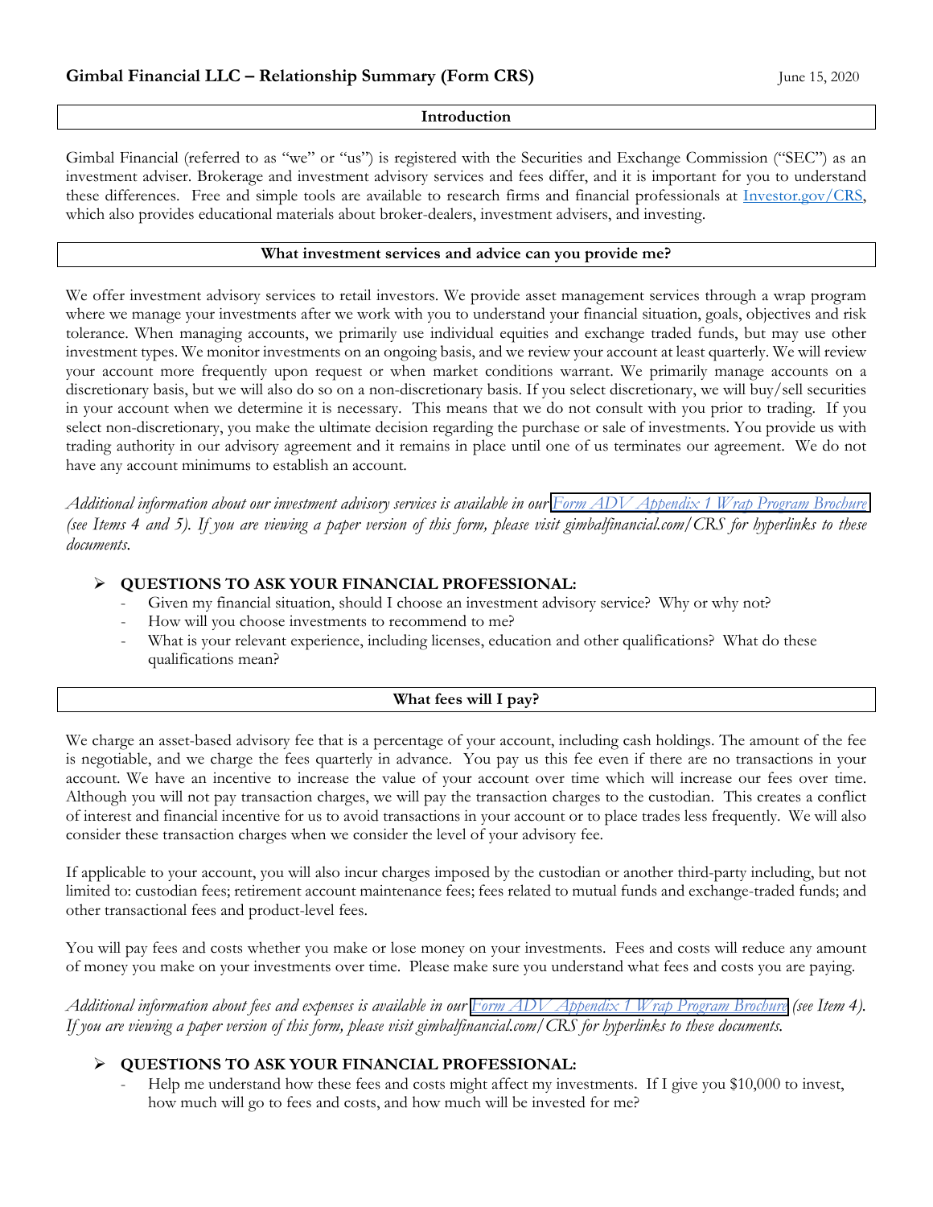# Gimbal Financial LLC – Relationship Summary (Form CRS)

June 15, 2020

## Introduction

Gimbal Financial (referred to as "we" or "us") is registered with the Securities and Exchange Commission ("SEC") as an investment adviser. Brokerage and investment advisory services and fees differ, and it is important for you to understand these differences. Free and simple tools are available to research firms and financial professionals at [Investor.gov/CRS](https://www.investor.gov/CRS), which also provides educational materials about broker-dealers, investment advisers, and investing.

## What investment services and advice can you provide me?

We offer investment advisory services to retail investors. We provide asset management services through a wrap program where we manage your investments after we work with you to understand your financial situation, goals, objectives and risk tolerance. When managing accounts, we primarily use individual equities and exchange traded funds, but may use other investment types. We monitor investments on an ongoing basis, and we review your account at least quarterly. We will review your account more frequently upon request or when market conditions warrant. We primarily manage accounts on a discretionary basis, but we will also do so on a non-discretionary basis. If you select discretionary, we will buy/sell securities in your account when we determine it is necessary. This means that we do not consult with you prior to trading. If you select non-discretionary, you make the ultimate decision regarding the purchase or sale of investments. You provide us with trading authority in our advisory agreement and it remains in place until one of us terminates our agreement. We do not have any account minimums to establish an account.

*Additional information about our investment advisory services is available in our Form ADV Appendix 1 Wrap Program Brochure (see Items 4 and 5). If you are viewing a paper version of this form, please visit gimbalfinancial.com/CRS for hyperlinks to these documents.*

- **QUESTIONS TO ASK YOUR FINANCIAL PROFESSIONAL:**
  - Given my financial situation, should I choose an investment advisory service? Why or why not?
  - How will you choose investments to recommend to me?
  - What is your relevant experience, including licenses, education and other qualifications? What do these qualifications mean?

## What fees will I pay?

We charge an asset-based advisory fee that is a percentage of your account, including cash holdings. The amount of the fee is negotiable, and we charge the fees quarterly in advance. You pay us this fee even if there are no transactions in your account. We have an incentive to increase the value of your account over time which will increase our fees over time. Although you will not pay transaction charges, we will pay the transaction charges to the custodian. This creates a conflict of interest and financial incentive for us to avoid transactions in your account or to place trades less frequently. We will also consider these transaction charges when we consider the level of your advisory fee.

If applicable to your account, you will also incur charges imposed by the custodian or another third-party including, but not limited to: custodian fees; retirement account maintenance fees; fees related to mutual funds and exchange-traded funds; and other transactional fees and product-level fees.

You will pay fees and costs whether you make or lose money on your investments. Fees and costs will reduce any amount of money you make on your investments over time. Please make sure you understand what fees and costs you are paying.

*Additional information about fees and expenses is available in our Form ADV Appendix 1 Wrap Program Brochure (see Item 4). If you are viewing a paper version of this form, please visit gimbalfinancial.com/CRS for hyperlinks to these documents.*

- **QUESTIONS TO ASK YOUR FINANCIAL PROFESSIONAL:**
  - Help me understand how these fees and costs might affect my investments. If I give you $10,000 to invest, how much will go to fees and costs, and how much will be invested for me?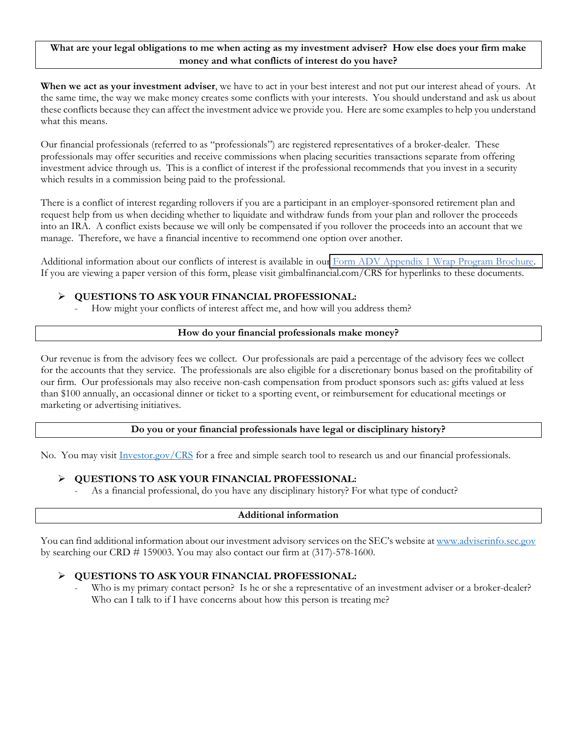## What are your legal obligations to me when acting as my investment adviser? How else does your firm make money and what conflicts of interest do you have?

**When we act as your investment adviser**, we have to act in your best interest and not put our interest ahead of yours. At the same time, the way we make money creates some conflicts with your interests. You should understand and ask us about these conflicts because they can affect the investment advice we provide you. Here are some examples to help you understand what this means.

Our financial professionals (referred to as "professionals") are registered representatives of a broker-dealer. These professionals may offer securities and receive commissions when placing securities transactions separate from offering investment advice through us. This is a conflict of interest if the professional recommends that you invest in a security which results in a commission being paid to the professional.

There is a conflict of interest regarding rollovers if you are a participant in an employer-sponsored retirement plan and request help from us when deciding whether to liquidate and withdraw funds from your plan and rollover the proceeds into an IRA. A conflict exists because we will only be compensated if you rollover the proceeds into an account that we manage. Therefore, we have a financial incentive to recommend one option over another.

Additional information about our conflicts of interest is available in our Form ADV Appendix 1 Wrap Program Brochure. If you are viewing a paper version of this form, please visit gimbalfinancial.com/CRS for hyperlinks to these documents.

- **QUESTIONS TO ASK YOUR FINANCIAL PROFESSIONAL:**
  - How might your conflicts of interest affect me, and how will you address them?

## How do your financial professionals make money?

Our revenue is from the advisory fees we collect. Our professionals are paid a percentage of the advisory fees we collect for the accounts that they service. The professionals are also eligible for a discretionary bonus based on the profitability of our firm. Our professionals may also receive non-cash compensation from product sponsors such as: gifts valued at less than $100 annually, an occasional dinner or ticket to a sporting event, or reimbursement for educational meetings or marketing or advertising initiatives.

## Do you or your financial professionals have legal or disciplinary history?

No. You may visit Investor.gov/CRS for a free and simple search tool to research us and our financial professionals.

- **QUESTIONS TO ASK YOUR FINANCIAL PROFESSIONAL:**
  - As a financial professional, do you have any disciplinary history? For what type of conduct?

## Additional information

You can find additional information about our investment advisory services on the SEC's website at www.adviserinfo.sec.gov by searching our CRD # 159003. You may also contact our firm at (317)-578-1600.

- **QUESTIONS TO ASK YOUR FINANCIAL PROFESSIONAL:**
  - Who is my primary contact person? Is he or she a representative of an investment adviser or a broker-dealer? Who can I talk to if I have concerns about how this person is treating me?